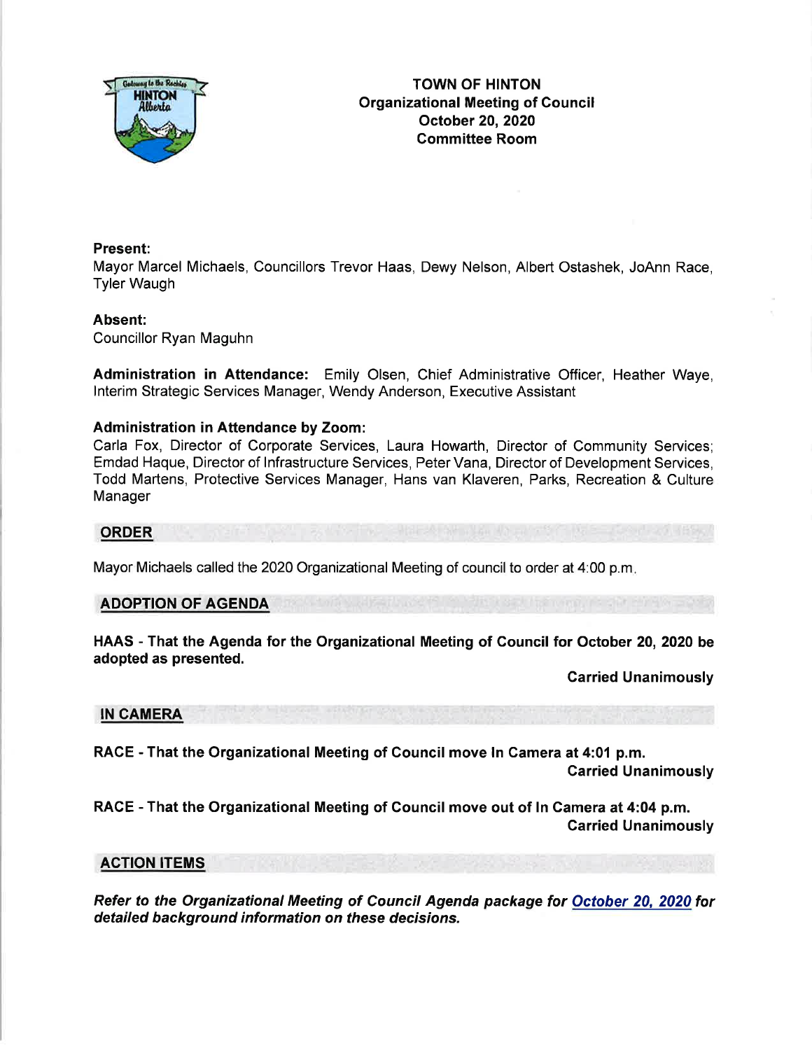# TOWN OF HINTON
## Organizational Meeting of Council
## October 20, 2020
## Committee Room

**Present:**
Mayor Marcel Michaels, Councillors Trevor Haas, Dewy Nelson, Albert Ostashek, JoAnn Race, Tyler Waugh

**Absent:**
Councillor Ryan Maguhn

**Administration in Attendance:** Emily Olsen, Chief Administrative Officer, Heather Waye, Interim Strategic Services Manager, Wendy Anderson, Executive Assistant

**Administration in Attendance by Zoom:**
Carla Fox, Director of Corporate Services, Laura Howarth, Director of Community Services; Emdad Haque, Director of Infrastructure Services, Peter Vana, Director of Development Services, Todd Martens, Protective Services Manager, Hans van Klaveren, Parks, Recreation & Culture Manager

## ORDER

Mayor Michaels called the 2020 Organizational Meeting of council to order at 4:00 p.m.

## ADOPTION OF AGENDA

**HAAS - That the Agenda for the Organizational Meeting of Council for October 20, 2020 be adopted as presented.**

**Carried Unanimously**

## IN CAMERA

**RACE - That the Organizational Meeting of Council move In Camera at 4:01 p.m.**

**Carried Unanimously**

**RACE - That the Organizational Meeting of Council move out of In Camera at 4:04 p.m.**

**Carried Unanimously**

## ACTION ITEMS

***Refer to the Organizational Meeting of Council Agenda package for October 20, 2020 for detailed background information on these decisions.***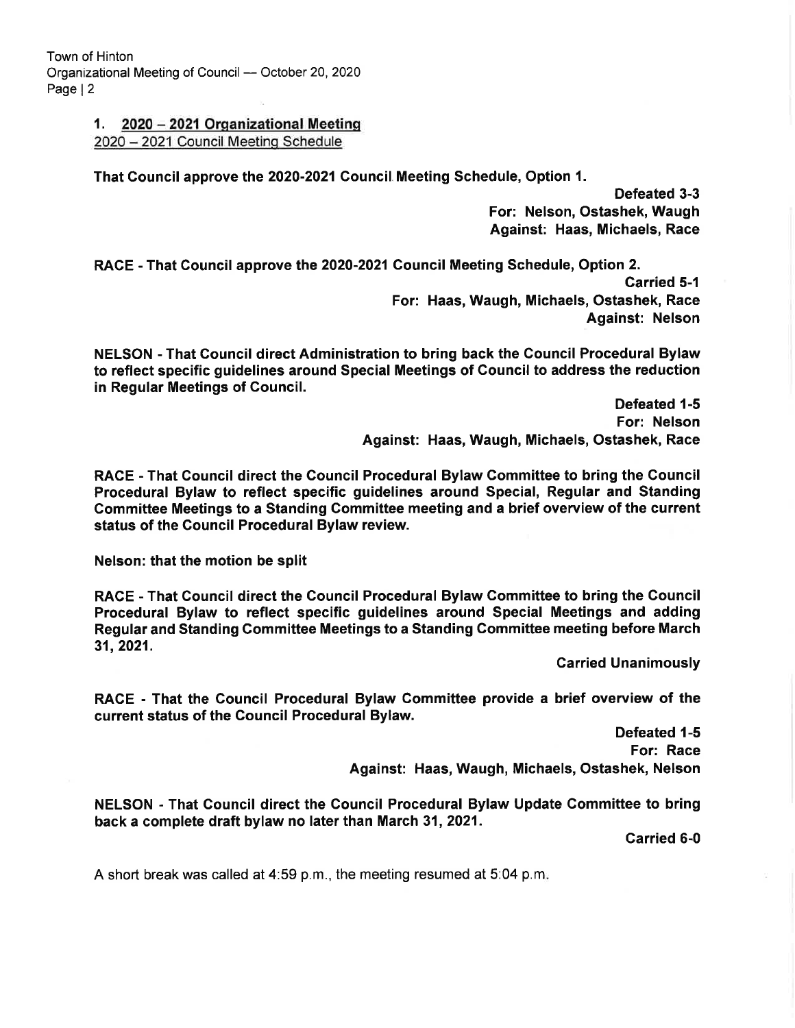## 1. 2020 – 2021 Organizational Meeting

2020 – 2021 Council Meeting Schedule

**That Council approve the 2020-2021 Council Meeting Schedule, Option 1.**

**Defeated 3-3**
**For: Nelson, Ostashek, Waugh**
**Against: Haas, Michaels, Race**

**RACE - That Council approve the 2020-2021 Council Meeting Schedule, Option 2.**

**Carried 5-1**
**For: Haas, Waugh, Michaels, Ostashek, Race**
**Against: Nelson**

**NELSON - That Council direct Administration to bring back the Council Procedural Bylaw to reflect specific guidelines around Special Meetings of Council to address the reduction in Regular Meetings of Council.**

**Defeated 1-5**
**For: Nelson**
**Against: Haas, Waugh, Michaels, Ostashek, Race**

**RACE - That Council direct the Council Procedural Bylaw Committee to bring the Council Procedural Bylaw to reflect specific guidelines around Special, Regular and Standing Committee Meetings to a Standing Committee meeting and a brief overview of the current status of the Council Procedural Bylaw review.**

**Nelson: that the motion be split**

**RACE - That Council direct the Council Procedural Bylaw Committee to bring the Council Procedural Bylaw to reflect specific guidelines around Special Meetings and adding Regular and Standing Committee Meetings to a Standing Committee meeting before March 31, 2021.**

**Carried Unanimously**

**RACE - That the Council Procedural Bylaw Committee provide a brief overview of the current status of the Council Procedural Bylaw.**

**Defeated 1-5**
**For: Race**
**Against: Haas, Waugh, Michaels, Ostashek, Nelson**

**NELSON - That Council direct the Council Procedural Bylaw Update Committee to bring back a complete draft bylaw no later than March 31, 2021.**

**Carried 6-0**

A short break was called at 4:59 p.m., the meeting resumed at 5:04 p.m.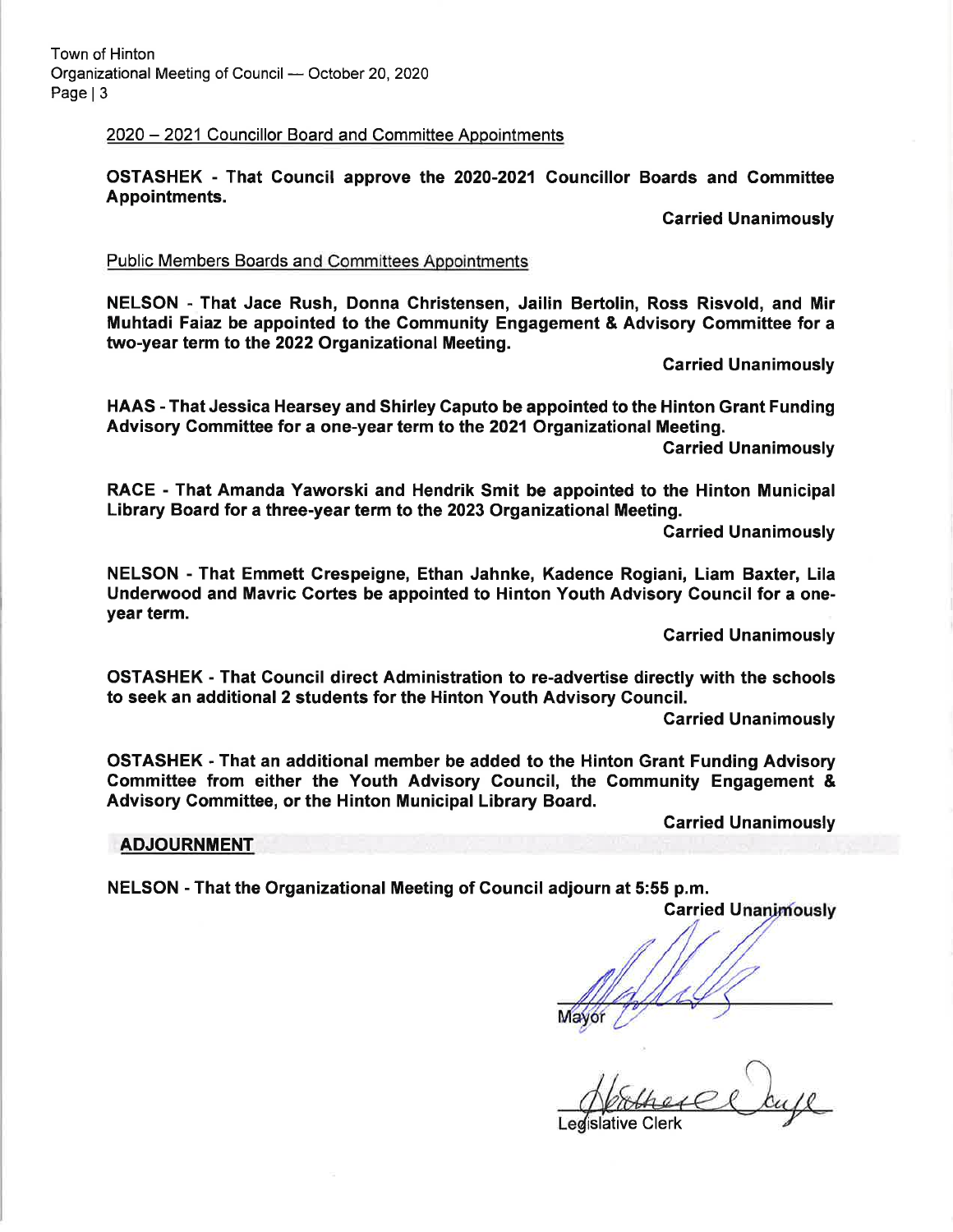2020 – 2021 Councillor Board and Committee Appointments

**OSTASHEK - That Council approve the 2020-2021 Councillor Boards and Committee Appointments.**

**Carried Unanimously**

Public Members Boards and Committees Appointments

**NELSON - That Jace Rush, Donna Christensen, Jailin Bertolin, Ross Risvold, and Mir Muhtadi Faiaz be appointed to the Community Engagement & Advisory Committee for a two-year term to the 2022 Organizational Meeting.**

**Carried Unanimously**

**HAAS - That Jessica Hearsey and Shirley Caputo be appointed to the Hinton Grant Funding Advisory Committee for a one-year term to the 2021 Organizational Meeting.**

**Carried Unanimously**

**RACE - That Amanda Yaworski and Hendrik Smit be appointed to the Hinton Municipal Library Board for a three-year term to the 2023 Organizational Meeting.**

**Carried Unanimously**

**NELSON - That Emmett Crespeigne, Ethan Jahnke, Kadence Rogiani, Liam Baxter, Lila Underwood and Mavric Cortes be appointed to Hinton Youth Advisory Council for a one-year term.**

**Carried Unanimously**

**OSTASHEK - That Council direct Administration to re-advertise directly with the schools to seek an additional 2 students for the Hinton Youth Advisory Council.**

**Carried Unanimously**

**OSTASHEK - That an additional member be added to the Hinton Grant Funding Advisory Committee from either the Youth Advisory Council, the Community Engagement & Advisory Committee, or the Hinton Municipal Library Board.**

**Carried Unanimously**

## ADJOURNMENT

**NELSON - That the Organizational Meeting of Council adjourn at 5:55 p.m.**

**Carried Unanimously**

Mayor

Legislative Clerk